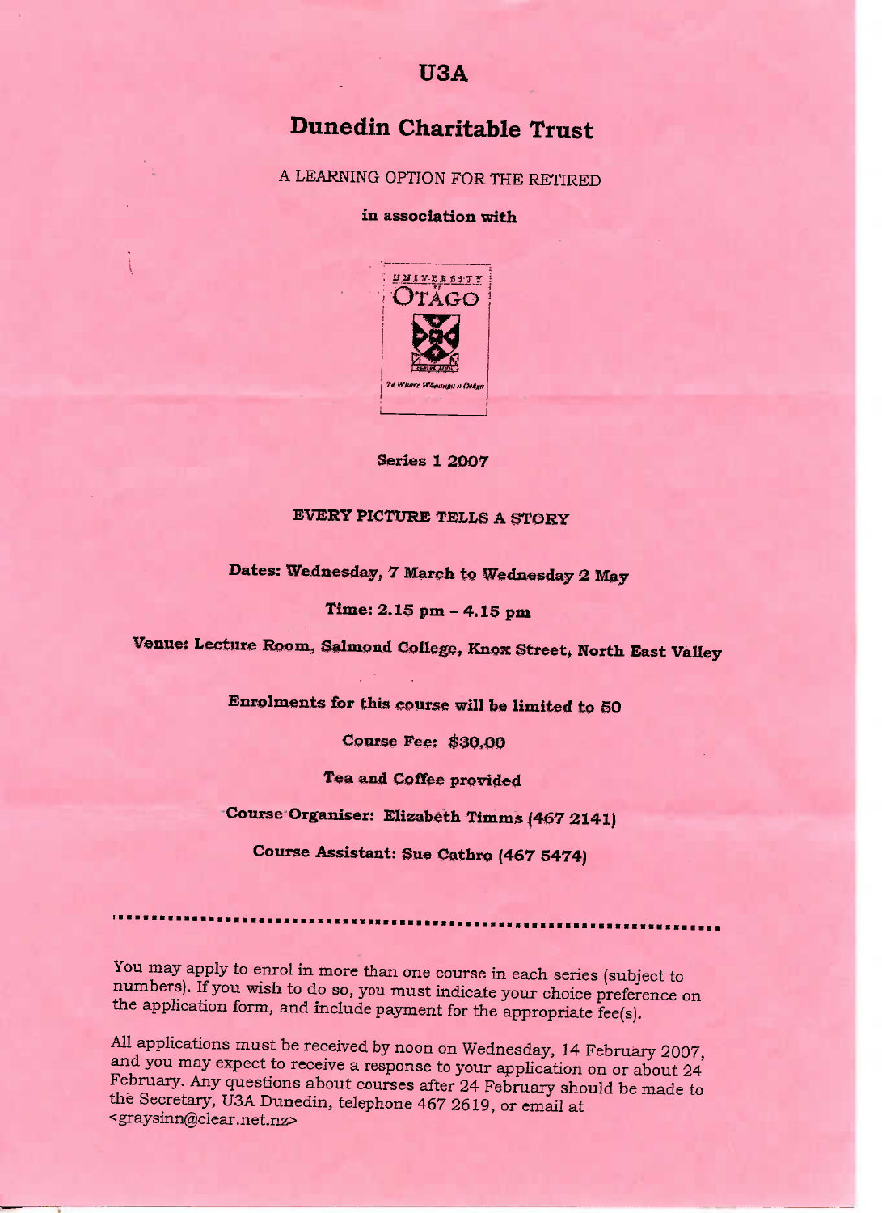# U3A

## Dunedin Charitable Trust

A LEARNING OPTION FOR THE RETIRED

**in association with**

**Series 1 2007**

**EVERY PICTURE TELLS A STORY**

**Dates: Wednesday, 7 March to Wednesday 2 May**

**Time: 2.15 pm – 4.15 pm**

**Venue: Lecture Room, Salmond College, Knox Street, North East Valley**

**Enrolments for this course will be limited to 50**

**Course Fee: $30.00**

**Tea and Coffee provided**

**Course Organiser: Elizabeth Timms (467 2141)**

**Course Assistant: Sue Cathro (467 5474)**

---

You may apply to enrol in more than one course in each series (subject to numbers). If you wish to do so, you must indicate your choice preference on the application form, and include payment for the appropriate fee(s).

All applications must be received by noon on Wednesday, 14 February 2007, and you may expect to receive a response to your application on or about 24 February. Any questions about courses after 24 February should be made to the Secretary, U3A Dunedin, telephone 467 2619, or email at <graysinn@clear.net.nz>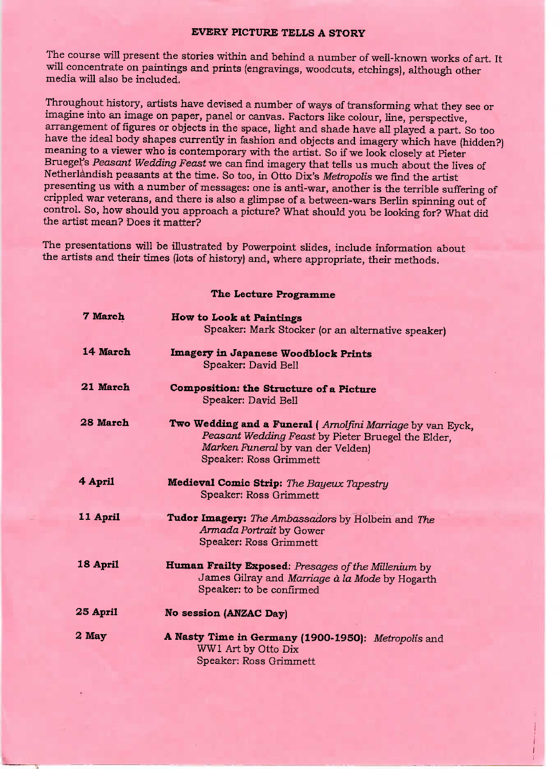## EVERY PICTURE TELLS A STORY

The course will present the stories within and behind a number of well-known works of art. It will concentrate on paintings and prints (engravings, woodcuts, etchings), although other media will also be included.

Throughout history, artists have devised a number of ways of transforming what they see or imagine into an image on paper, panel or canvas. Factors like colour, line, perspective, arrangement of figures or objects in the space, light and shade have all played a part. So too have the ideal body shapes currently in fashion and objects and imagery which have (hidden?) meaning to a viewer who is contemporary with the artist. So if we look closely at Pieter Bruegel's *Peasant Wedding Feast* we can find imagery that tells us much about the lives of Netherlandish peasants at the time. So too, in Otto Dix's *Metropolis* we find the artist presenting us with a number of messages: one is anti-war, another is the terrible suffering of crippled war veterans, and there is also a glimpse of a between-wars Berlin spinning out of control. So, how should you approach a picture? What should you be looking for? What did the artist mean? Does it matter?

The presentations will be illustrated by Powerpoint slides, include information about the artists and their times (lots of history) and, where appropriate, their methods.

### The Lecture Programme

| | |
|---|---|
| **7 March** | **How to Look at Paintings**<br>Speaker: Mark Stocker (or an alternative speaker) |
| **14 March** | **Imagery in Japanese Woodblock Prints**<br>Speaker: David Bell |
| **21 March** | **Composition: the Structure of a Picture**<br>Speaker: David Bell |
| **28 March** | **Two Wedding and a Funeral** ( *Arnolfini Marriage* by van Eyck, *Peasant Wedding Feast* by Pieter Bruegel the Elder, *Marken Funeral* by van der Velden)<br>Speaker: Ross Grimmett |
| **4 April** | **Medieval Comic Strip:** *The Bayeux Tapestry*<br>Speaker: Ross Grimmett |
| **11 April** | **Tudor Imagery:** *The Ambassadors* by Holbein and *The Armada Portrait* by Gower<br>Speaker: Ross Grimmett |
| **18 April** | **Human Frailty Exposed**: *Presages of the Millenium* by James Gilray and *Marriage à la Mode* by Hogarth<br>Speaker: to be confirmed |
| **25 April** | **No session (ANZAC Day)** |
| **2 May** | **A Nasty Time in Germany (1900-1950):** *Metropolis* and WW1 Art by Otto Dix<br>Speaker: Ross Grimmett |